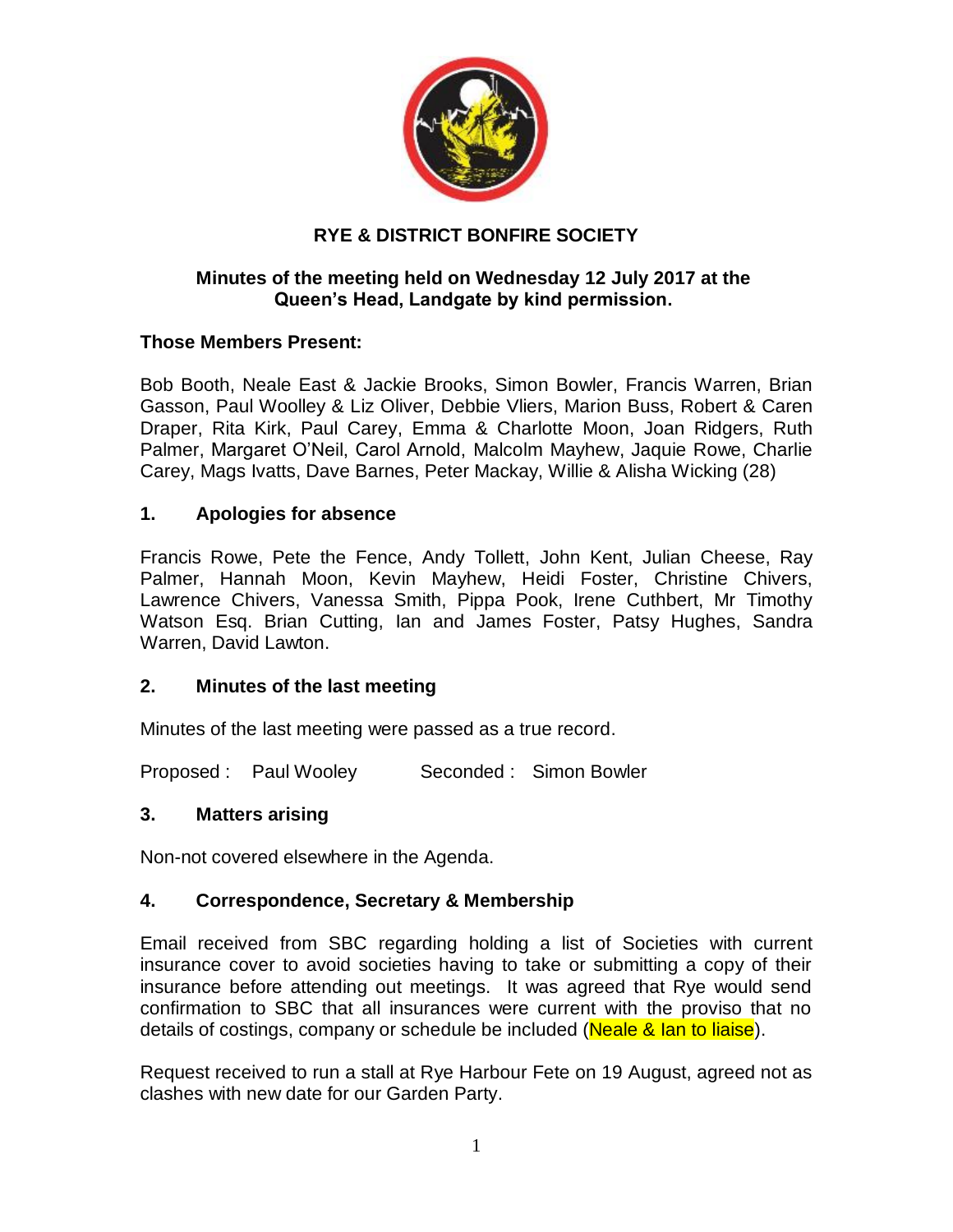# RYE & DISTRICT BONFIRE SOCIETY

**Minutes of the meeting held on Wednesday 12 July 2017 at the Queen's Head, Landgate by kind permission.**

**Those Members Present:**

Bob Booth, Neale East & Jackie Brooks, Simon Bowler, Francis Warren, Brian Gasson, Paul Woolley & Liz Oliver, Debbie Vliers, Marion Buss, Robert & Caren Draper, Rita Kirk, Paul Carey, Emma & Charlotte Moon, Joan Ridgers, Ruth Palmer, Margaret O'Neil, Carol Arnold, Malcolm Mayhew, Jaquie Rowe, Charlie Carey, Mags Ivatts, Dave Barnes, Peter Mackay, Willie & Alisha Wicking (28)

## 1. Apologies for absence

Francis Rowe, Pete the Fence, Andy Tollett, John Kent, Julian Cheese, Ray Palmer, Hannah Moon, Kevin Mayhew, Heidi Foster, Christine Chivers, Lawrence Chivers, Vanessa Smith, Pippa Pook, Irene Cuthbert, Mr Timothy Watson Esq. Brian Cutting, Ian and James Foster, Patsy Hughes, Sandra Warren, David Lawton.

## 2. Minutes of the last meeting

Minutes of the last meeting were passed as a true record.

Proposed : Paul Wooley Seconded : Simon Bowler

## 3. Matters arising

Non-not covered elsewhere in the Agenda.

## 4. Correspondence, Secretary & Membership

Email received from SBC regarding holding a list of Societies with current insurance cover to avoid societies having to take or submitting a copy of their insurance before attending out meetings. It was agreed that Rye would send confirmation to SBC that all insurances were current with the proviso that no details of costings, company or schedule be included (Neale & Ian to liaise).

Request received to run a stall at Rye Harbour Fete on 19 August, agreed not as clashes with new date for our Garden Party.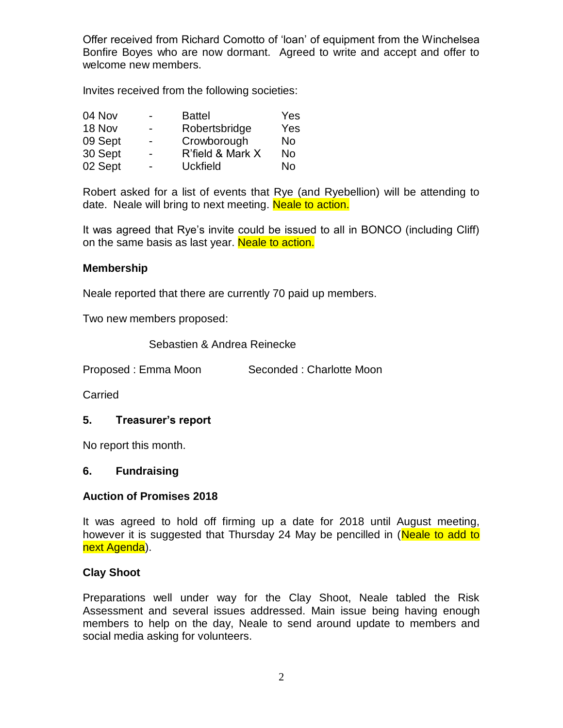Offer received from Richard Comotto of 'loan' of equipment from the Winchelsea Bonfire Boyes who are now dormant. Agreed to write and accept and offer to welcome new members.

Invites received from the following societies:

| | | | |
|---|---|---|---|
| 04 Nov | - | Battel | Yes |
| 18 Nov | - | Robertsbridge | Yes |
| 09 Sept | - | Crowborough | No |
| 30 Sept | - | R'field & Mark X | No |
| 02 Sept | - | Uckfield | No |

Robert asked for a list of events that Rye (and Ryebellion) will be attending to date. Neale will bring to next meeting. Neale to action.

It was agreed that Rye's invite could be issued to all in BONCO (including Cliff) on the same basis as last year. Neale to action.

**Membership**

Neale reported that there are currently 70 paid up members.

Two new members proposed:

Sebastien & Andrea Reinecke

Proposed : Emma Moon          Seconded : Charlotte Moon

Carried

**5. Treasurer's report**

No report this month.

**6. Fundraising**

**Auction of Promises 2018**

It was agreed to hold off firming up a date for 2018 until August meeting, however it is suggested that Thursday 24 May be pencilled in (Neale to add to next Agenda).

**Clay Shoot**

Preparations well under way for the Clay Shoot, Neale tabled the Risk Assessment and several issues addressed. Main issue being having enough members to help on the day, Neale to send around update to members and social media asking for volunteers.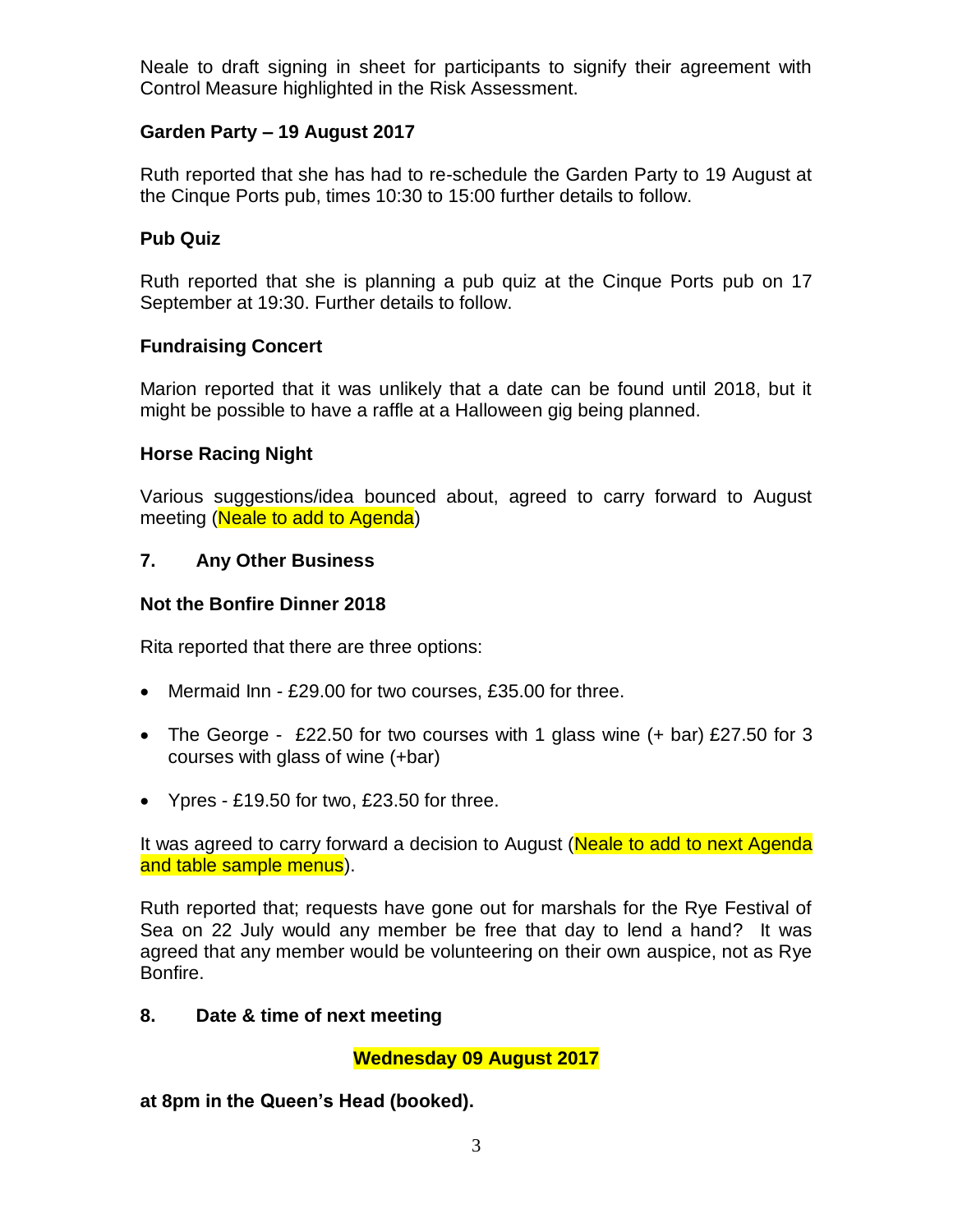Neale to draft signing in sheet for participants to signify their agreement with Control Measure highlighted in the Risk Assessment.

**Garden Party – 19 August 2017**

Ruth reported that she has had to re-schedule the Garden Party to 19 August at the Cinque Ports pub, times 10:30 to 15:00 further details to follow.

**Pub Quiz**

Ruth reported that she is planning a pub quiz at the Cinque Ports pub on 17 September at 19:30. Further details to follow.

**Fundraising Concert**

Marion reported that it was unlikely that a date can be found until 2018, but it might be possible to have a raffle at a Halloween gig being planned.

**Horse Racing Night**

Various suggestions/idea bounced about, agreed to carry forward to August meeting (Neale to add to Agenda)

## 7. Any Other Business

**Not the Bonfire Dinner 2018**

Rita reported that there are three options:

- Mermaid Inn - £29.00 for two courses, £35.00 for three.
- The George - £22.50 for two courses with 1 glass wine (+ bar) £27.50 for 3 courses with glass of wine (+bar)
- Ypres - £19.50 for two, £23.50 for three.

It was agreed to carry forward a decision to August (Neale to add to next Agenda and table sample menus).

Ruth reported that; requests have gone out for marshals for the Rye Festival of Sea on 22 July would any member be free that day to lend a hand? It was agreed that any member would be volunteering on their own auspice, not as Rye Bonfire.

## 8. Date & time of next meeting

**Wednesday 09 August 2017**

**at 8pm in the Queen's Head (booked).**